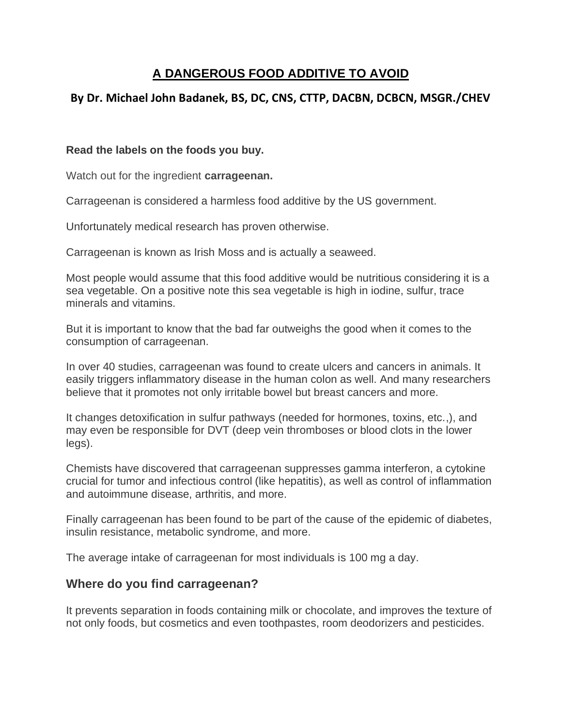# A DANGEROUS FOOD ADDITIVE TO AVOID

## By Dr. Michael John Badanek, BS, DC, CNS, CTTP, DACBN, DCBCN, MSGR./CHEV

**Read the labels on the foods you buy.**

Watch out for the ingredient **carrageenan.**

Carrageenan is considered a harmless food additive by the US government.

Unfortunately medical research has proven otherwise.

Carrageenan is known as Irish Moss and is actually a seaweed.

Most people would assume that this food additive would be nutritious considering it is a sea vegetable. On a positive note this sea vegetable is high in iodine, sulfur, trace minerals and vitamins.

But it is important to know that the bad far outweighs the good when it comes to the consumption of carrageenan.

In over 40 studies, carrageenan was found to create ulcers and cancers in animals. It easily triggers inflammatory disease in the human colon as well. And many researchers believe that it promotes not only irritable bowel but breast cancers and more.

It changes detoxification in sulfur pathways (needed for hormones, toxins, etc.,), and may even be responsible for DVT (deep vein thromboses or blood clots in the lower legs).

Chemists have discovered that carrageenan suppresses gamma interferon, a cytokine crucial for tumor and infectious control (like hepatitis), as well as control of inflammation and autoimmune disease, arthritis, and more.

Finally carrageenan has been found to be part of the cause of the epidemic of diabetes, insulin resistance, metabolic syndrome, and more.

The average intake of carrageenan for most individuals is 100 mg a day.

### Where do you find carrageenan?

It prevents separation in foods containing milk or chocolate, and improves the texture of not only foods, but cosmetics and even toothpastes, room deodorizers and pesticides.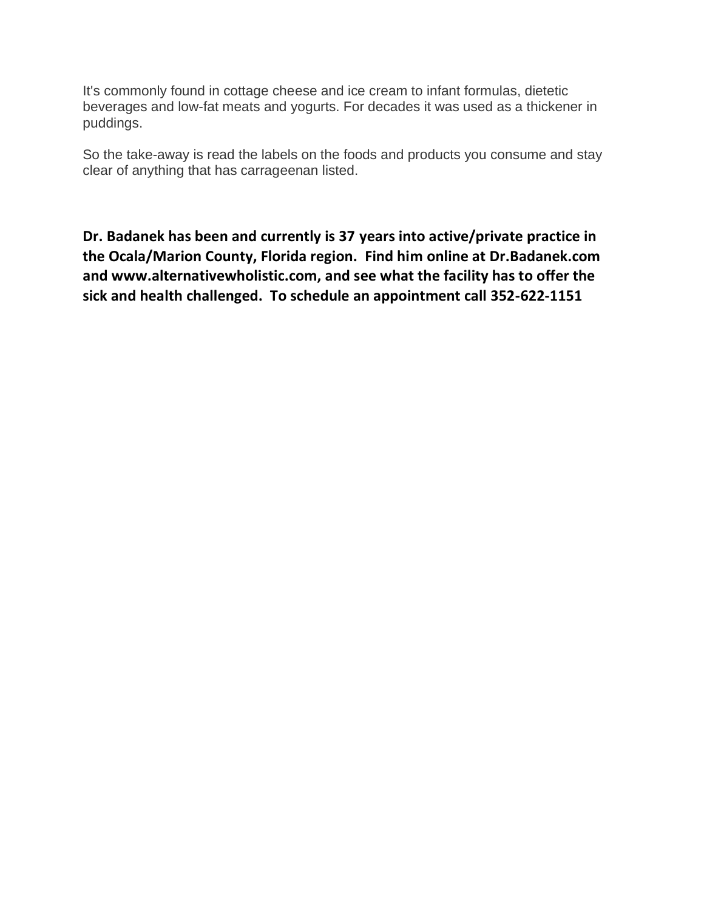It's commonly found in cottage cheese and ice cream to infant formulas, dietetic beverages and low-fat meats and yogurts. For decades it was used as a thickener in puddings.

So the take-away is read the labels on the foods and products you consume and stay clear of anything that has carrageenan listed.

**Dr. Badanek has been and currently is 37 years into active/private practice in the Ocala/Marion County, Florida region. Find him online at Dr.Badanek.com and www.alternativewholistic.com, and see what the facility has to offer the sick and health challenged. To schedule an appointment call 352-622-1151**